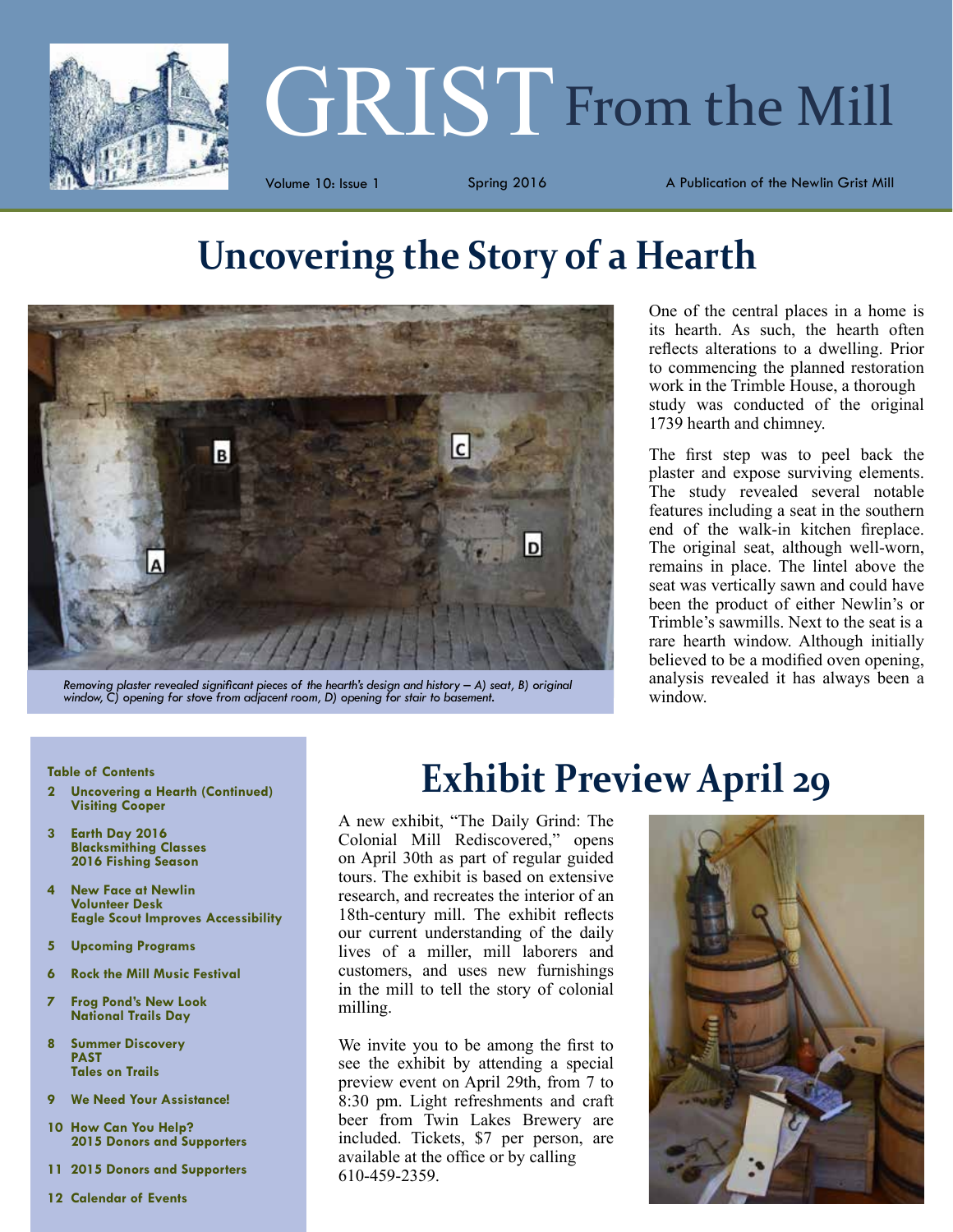# GRIST From the Mill

Volume 10: Issue 1 | Spring 2016 | A Publication of the Newlin Grist Mill

## Uncovering the Story of a Hearth

*Removing plaster revealed significant pieces of the hearth's design and history – A) seat, B) original window, C) opening for stove from adjacent room, D) opening for stair to basement.*

One of the central places in a home is its hearth. As such, the hearth often reflects alterations to a dwelling. Prior to commencing the planned restoration work in the Trimble House, a thorough study was conducted of the original 1739 hearth and chimney.

The first step was to peel back the plaster and expose surviving elements. The study revealed several notable features including a seat in the southern end of the walk-in kitchen fireplace. The original seat, although well-worn, remains in place. The lintel above the seat was vertically sawn and could have been the product of either Newlin's or Trimble's sawmills. Next to the seat is a rare hearth window. Although initially believed to be a modified oven opening, analysis revealed it has always been a window.

**Table of Contents**

- **2** **Uncovering a Hearth (Continued)**
  **Visiting Cooper**
- **3** **Earth Day 2016**
  **Blacksmithing Classes**
  **2016 Fishing Season**
- **4** **New Face at Newlin**
  **Volunteer Desk**
  **Eagle Scout Improves Accessibility**
- **5** **Upcoming Programs**
- **6** **Rock the Mill Music Festival**
- **7** **Frog Pond's New Look**
  **National Trails Day**
- **8** **Summer Discovery**
  **PAST**
  **Tales on Trails**
- **9** **We Need Your Assistance!**
- **10** **How Can You Help?**
  **2015 Donors and Supporters**
- **11** **2015 Donors and Supporters**
- **12** **Calendar of Events**

## Exhibit Preview April 29

A new exhibit, "The Daily Grind: The Colonial Mill Rediscovered," opens on April 30th as part of regular guided tours. The exhibit is based on extensive research, and recreates the interior of an 18th-century mill. The exhibit reflects our current understanding of the daily lives of a miller, mill laborers and customers, and uses new furnishings in the mill to tell the story of colonial milling.

We invite you to be among the first to see the exhibit by attending a special preview event on April 29th, from 7 to 8:30 pm. Light refreshments and craft beer from Twin Lakes Brewery are included. Tickets, $7 per person, are available at the office or by calling 610-459-2359.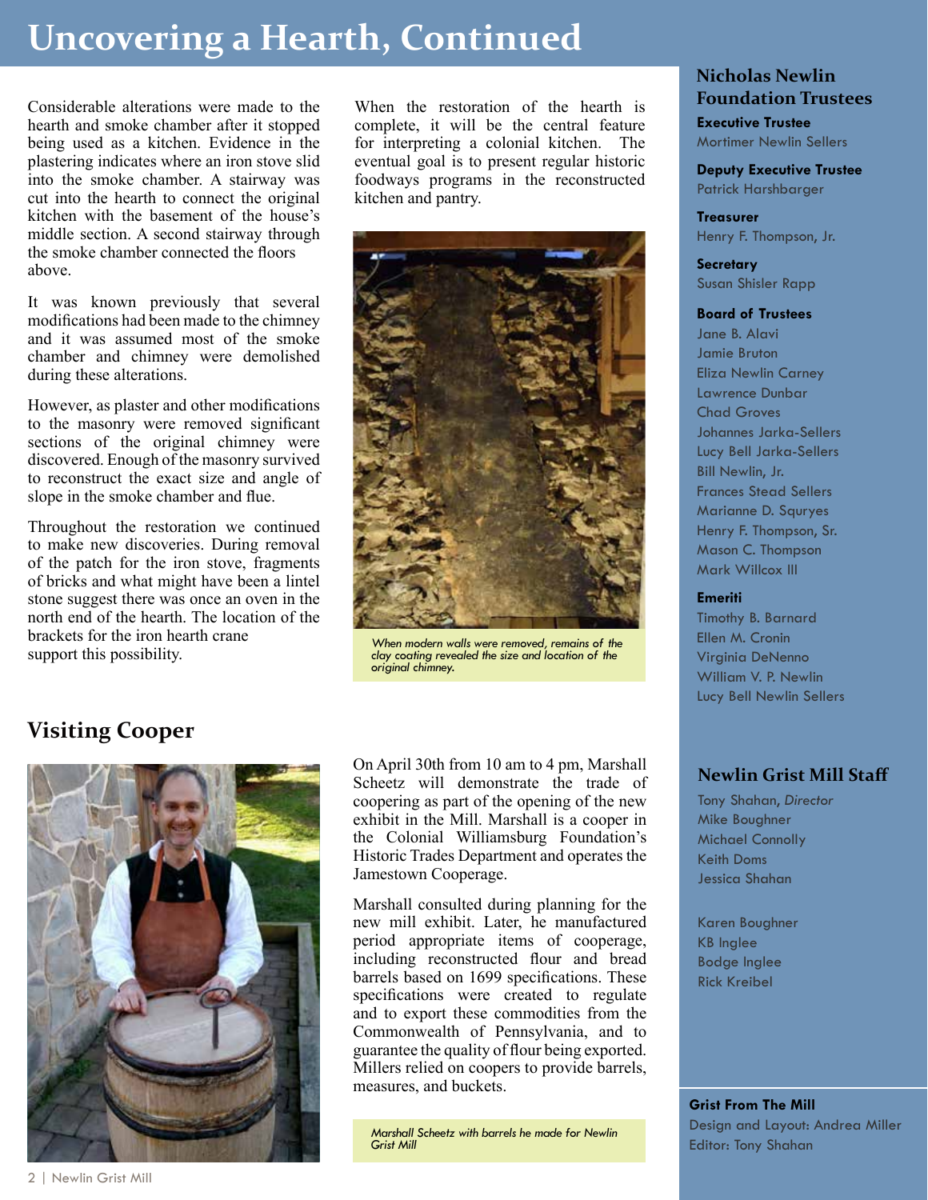# Uncovering a Hearth, Continued

Considerable alterations were made to the hearth and smoke chamber after it stopped being used as a kitchen. Evidence in the plastering indicates where an iron stove slid into the smoke chamber. A stairway was cut into the hearth to connect the original kitchen with the basement of the house's middle section. A second stairway through the smoke chamber connected the floors above.

It was known previously that several modifications had been made to the chimney and it was assumed most of the smoke chamber and chimney were demolished during these alterations.

However, as plaster and other modifications to the masonry were removed significant sections of the original chimney were discovered. Enough of the masonry survived to reconstruct the exact size and angle of slope in the smoke chamber and flue.

Throughout the restoration we continued to make new discoveries. During removal of the patch for the iron stove, fragments of bricks and what might have been a lintel stone suggest there was once an oven in the north end of the hearth. The location of the brackets for the iron hearth crane support this possibility.

When the restoration of the hearth is complete, it will be the central feature for interpreting a colonial kitchen. The eventual goal is to present regular historic foodways programs in the reconstructed kitchen and pantry.

*When modern walls were removed, remains of the clay coating revealed the size and location of the original chimney.*

## Visiting Cooper

On April 30th from 10 am to 4 pm, Marshall Scheetz will demonstrate the trade of coopering as part of the opening of the new exhibit in the Mill. Marshall is a cooper in the Colonial Williamsburg Foundation's Historic Trades Department and operates the Jamestown Cooperage.

Marshall consulted during planning for the new mill exhibit. Later, he manufactured period appropriate items of cooperage, including reconstructed flour and bread barrels based on 1699 specifications. These specifications were created to regulate and to export these commodities from the Commonwealth of Pennsylvania, and to guarantee the quality of flour being exported. Millers relied on coopers to provide barrels, measures, and buckets.

*Marshall Scheetz with barrels he made for Newlin Grist Mill*

### Nicholas Newlin Foundation Trustees

**Executive Trustee**
Mortimer Newlin Sellers

**Deputy Executive Trustee**
Patrick Harshbarger

**Treasurer**
Henry F. Thompson, Jr.

**Secretary**
Susan Shisler Rapp

**Board of Trustees**
Jane B. Alavi
Jamie Bruton
Eliza Newlin Carney
Lawrence Dunbar
Chad Groves
Johannes Jarka-Sellers
Lucy Bell Jarka-Sellers
Bill Newlin, Jr.
Frances Stead Sellers
Marianne D. Squryes
Henry F. Thompson, Sr.
Mason C. Thompson
Mark Willcox III

**Emeriti**
Timothy B. Barnard
Ellen M. Cronin
Virginia DeNenno
William V. P. Newlin
Lucy Bell Newlin Sellers

### Newlin Grist Mill Staff

Tony Shahan, *Director*
Mike Boughner
Michael Connolly
Keith Doms
Jessica Shahan

Karen Boughner
KB Inglee
Bodge Inglee
Rick Kreibel

**Grist From The Mill**
Design and Layout: Andrea Miller
Editor: Tony Shahan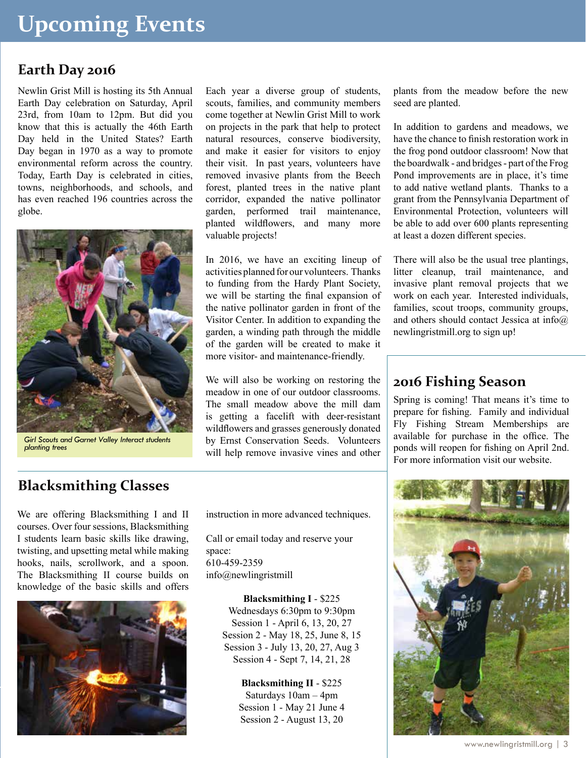# Upcoming Events

## Earth Day 2016

Newlin Grist Mill is hosting its 5th Annual Earth Day celebration on Saturday, April 23rd, from 10am to 12pm. But did you know that this is actually the 46th Earth Day held in the United States? Earth Day began in 1970 as a way to promote environmental reform across the country. Today, Earth Day is celebrated in cities, towns, neighborhoods, and schools, and has even reached 196 countries across the globe.

*Girl Scouts and Garnet Valley Interact students planting trees*

Each year a diverse group of students, scouts, families, and community members come together at Newlin Grist Mill to work on projects in the park that help to protect natural resources, conserve biodiversity, and make it easier for visitors to enjoy their visit. In past years, volunteers have removed invasive plants from the Beech forest, planted trees in the native plant corridor, expanded the native pollinator garden, performed trail maintenance, planted wildflowers, and many more valuable projects!

In 2016, we have an exciting lineup of activities planned for our volunteers. Thanks to funding from the Hardy Plant Society, we will be starting the final expansion of the native pollinator garden in front of the Visitor Center. In addition to expanding the garden, a winding path through the middle of the garden will be created to make it more visitor- and maintenance-friendly.

We will also be working on restoring the meadow in one of our outdoor classrooms. The small meadow above the mill dam is getting a facelift with deer-resistant wildflowers and grasses generously donated by Ernst Conservation Seeds. Volunteers will help remove invasive vines and other plants from the meadow before the new seed are planted.

In addition to gardens and meadows, we have the chance to finish restoration work in the frog pond outdoor classroom! Now that the boardwalk - and bridges - part of the Frog Pond improvements are in place, it's time to add native wetland plants. Thanks to a grant from the Pennsylvania Department of Environmental Protection, volunteers will be able to add over 600 plants representing at least a dozen different species.

There will also be the usual tree plantings, litter cleanup, trail maintenance, and invasive plant removal projects that we work on each year. Interested individuals, families, scout troops, community groups, and others should contact Jessica at info@newlingristmill.org to sign up!

## 2016 Fishing Season

Spring is coming! That means it's time to prepare for fishing. Family and individual Fly Fishing Stream Memberships are available for purchase in the office. The ponds will reopen for fishing on April 2nd. For more information visit our website.

## Blacksmithing Classes

We are offering Blacksmithing I and II courses. Over four sessions, Blacksmithing I students learn basic skills like drawing, twisting, and upsetting metal while making hooks, nails, scrollwork, and a spoon. The Blacksmithing II course builds on knowledge of the basic skills and offers instruction in more advanced techniques.

Call or email today and reserve your space:
610-459-2359
info@newlingristmill

**Blacksmithing I** - $225
Wednesdays 6:30pm to 9:30pm
Session 1 - April 6, 13, 20, 27
Session 2 - May 18, 25, June 8, 15
Session 3 - July 13, 20, 27, Aug 3
Session 4 - Sept 7, 14, 21, 28

**Blacksmithing II** - $225
Saturdays 10am – 4pm
Session 1 - May 21 June 4
Session 2 - August 13, 20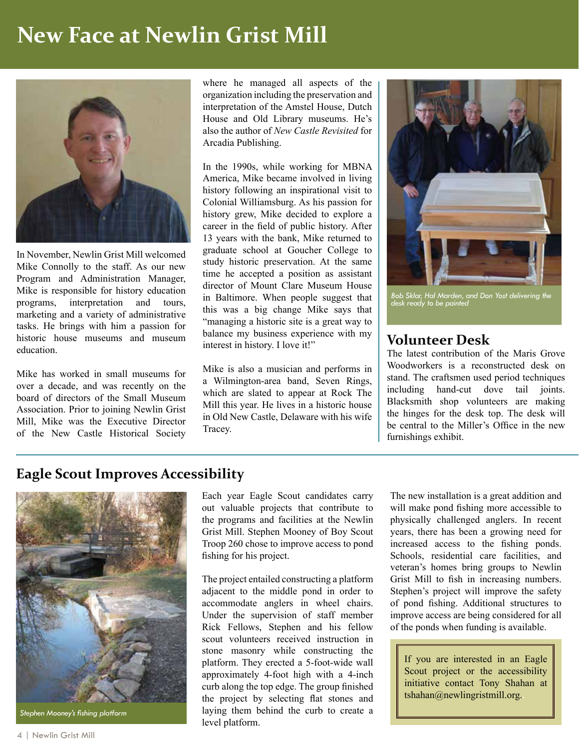# New Face at Newlin Grist Mill

In November, Newlin Grist Mill welcomed Mike Connolly to the staff. As our new Program and Administration Manager, Mike is responsible for history education programs, interpretation and tours, marketing and a variety of administrative tasks. He brings with him a passion for historic house museums and museum education.

Mike has worked in small museums for over a decade, and was recently on the board of directors of the Small Museum Association. Prior to joining Newlin Grist Mill, Mike was the Executive Director of the New Castle Historical Society where he managed all aspects of the organization including the preservation and interpretation of the Amstel House, Dutch House and Old Library museums. He's also the author of *New Castle Revisited* for Arcadia Publishing.

In the 1990s, while working for MBNA America, Mike became involved in living history following an inspirational visit to Colonial Williamsburg. As his passion for history grew, Mike decided to explore a career in the field of public history. After 13 years with the bank, Mike returned to graduate school at Goucher College to study historic preservation. At the same time he accepted a position as assistant director of Mount Clare Museum House in Baltimore. When people suggest that this was a big change Mike says that "managing a historic site is a great way to balance my business experience with my interest in history. I love it!"

Mike is also a musician and performs in a Wilmington-area band, Seven Rings, which are slated to appear at Rock The Mill this year. He lives in a historic house in Old New Castle, Delaware with his wife Tracey.

*Bob Sklar, Hal Marden, and Don Yost delivering the desk ready to be painted*

## Volunteer Desk

The latest contribution of the Maris Grove Woodworkers is a reconstructed desk on stand. The craftsmen used period techniques including hand-cut dove tail joints. Blacksmith shop volunteers are making the hinges for the desk top. The desk will be central to the Miller's Office in the new furnishings exhibit.

## Eagle Scout Improves Accessibility

*Stephen Mooney's fishing platform*

Each year Eagle Scout candidates carry out valuable projects that contribute to the programs and facilities at the Newlin Grist Mill. Stephen Mooney of Boy Scout Troop 260 chose to improve access to pond fishing for his project.

The project entailed constructing a platform adjacent to the middle pond in order to accommodate anglers in wheel chairs. Under the supervision of staff member Rick Fellows, Stephen and his fellow scout volunteers received instruction in stone masonry while constructing the platform. They erected a 5-foot-wide wall approximately 4-foot high with a 4-inch curb along the top edge. The group finished the project by selecting flat stones and laying them behind the curb to create a level platform.

The new installation is a great addition and will make pond fishing more accessible to physically challenged anglers. In recent years, there has been a growing need for increased access to the fishing ponds. Schools, residential care facilities, and veteran's homes bring groups to Newlin Grist Mill to fish in increasing numbers. Stephen's project will improve the safety of pond fishing. Additional structures to improve access are being considered for all of the ponds when funding is available.

If you are interested in an Eagle Scout project or the accessibility initiative contact Tony Shahan at tshahan@newlingristmill.org.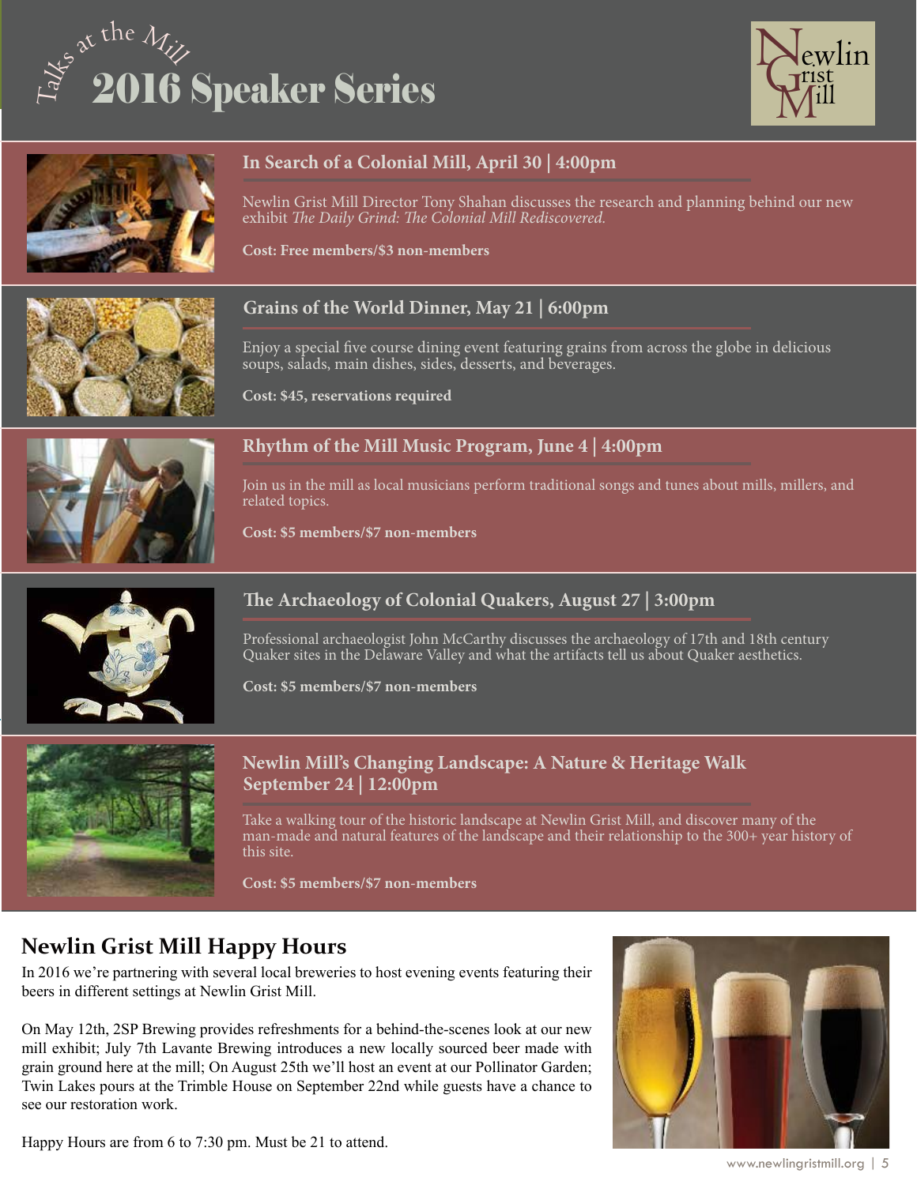# Talks at the Mill
# 2016 Speaker Series

Newlin Grist Mill

## In Search of a Colonial Mill, April 30 | 4:00pm

Newlin Grist Mill Director Tony Shahan discusses the research and planning behind our new exhibit *The Daily Grind: The Colonial Mill Rediscovered.*

**Cost: Free members/$3 non-members**

## Grains of the World Dinner, May 21 | 6:00pm

Enjoy a special five course dining event featuring grains from across the globe in delicious soups, salads, main dishes, sides, desserts, and beverages.

**Cost: $45, reservations required**

## Rhythm of the Mill Music Program, June 4 | 4:00pm

Join us in the mill as local musicians perform traditional songs and tunes about mills, millers, and related topics.

**Cost: $5 members/$7 non-members**

## The Archaeology of Colonial Quakers, August 27 | 3:00pm

Professional archaeologist John McCarthy discusses the archaeology of 17th and 18th century Quaker sites in the Delaware Valley and what the artifacts tell us about Quaker aesthetics.

**Cost: $5 members/$7 non-members**

## Newlin Mill's Changing Landscape: A Nature & Heritage Walk September 24 | 12:00pm

Take a walking tour of the historic landscape at Newlin Grist Mill, and discover many of the man-made and natural features of the landscape and their relationship to the 300+ year history of this site.

**Cost: $5 members/$7 non-members**

## Newlin Grist Mill Happy Hours

In 2016 we're partnering with several local breweries to host evening events featuring their beers in different settings at Newlin Grist Mill.

On May 12th, 2SP Brewing provides refreshments for a behind-the-scenes look at our new mill exhibit; July 7th Lavante Brewing introduces a new locally sourced beer made with grain ground here at the mill; On August 25th we'll host an event at our Pollinator Garden; Twin Lakes pours at the Trimble House on September 22nd while guests have a chance to see our restoration work.

Happy Hours are from 6 to 7:30 pm. Must be 21 to attend.

www.newlingristmill.org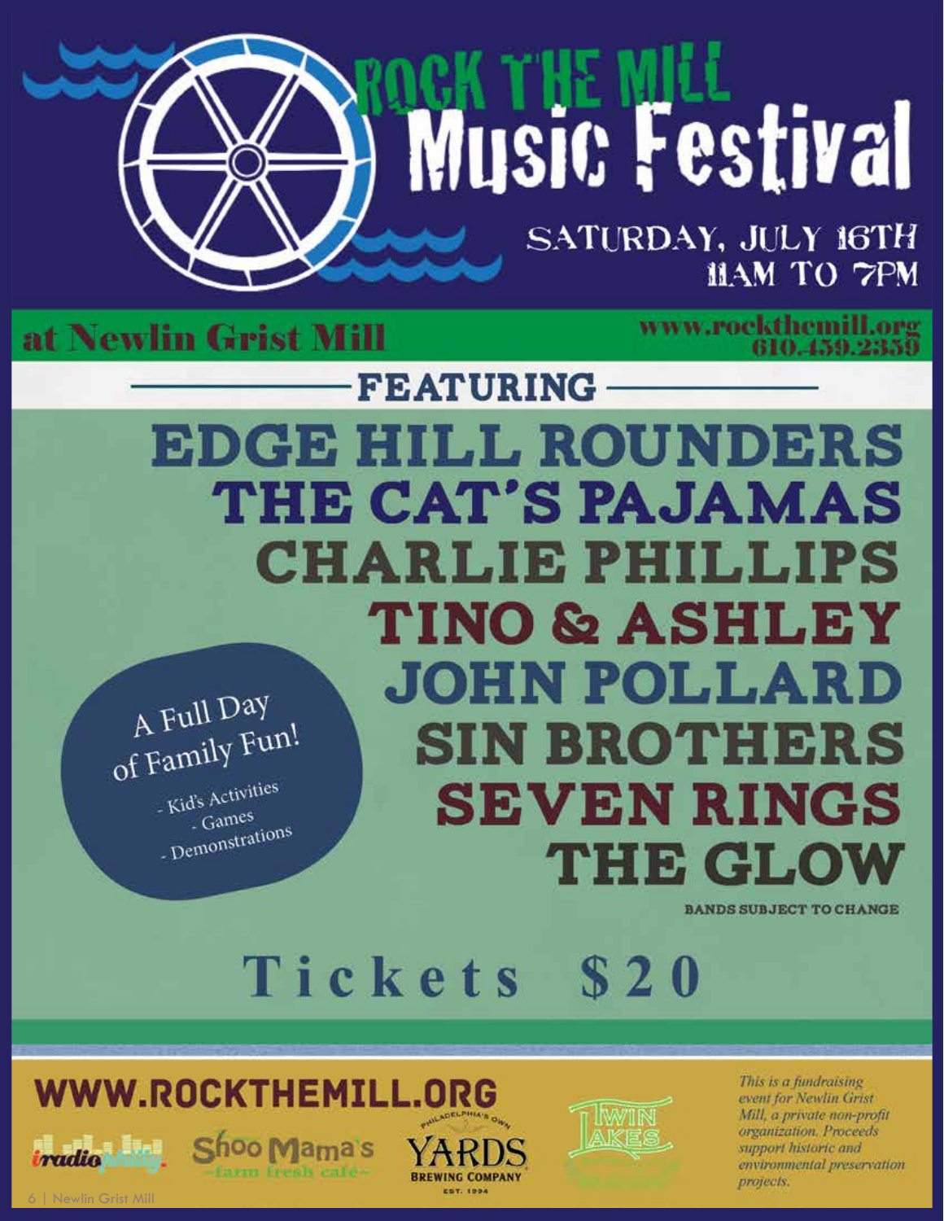# ROCK THE MILL
# Music Festival

SATURDAY, JULY 16TH
11AM TO 7PM

**at Newlin Grist Mill**

www.rockthemill.org
610.459.2359

## FEATURING

**EDGE HILL ROUNDERS**
**THE CAT'S PAJAMAS**
**CHARLIE PHILLIPS**
**TINO & ASHLEY**
**JOHN POLLARD**
**SIN BROTHERS**
**SEVEN RINGS**
**THE GLOW**

BANDS SUBJECT TO CHANGE

A Full Day of Family Fun!

- Kid's Activities
- Games
- Demonstrations

## Tickets $20

**WWW.ROCKTHEMILL.ORG**

iradio philly · Shoo Mama's farm fresh café · Philadelphia's Own YARDS BREWING COMPANY EST. 1994 · TWIN LAKES

*This is a fundraising event for Newlin Grist Mill, a private non-profit organization. Proceeds support historic and environmental preservation projects.*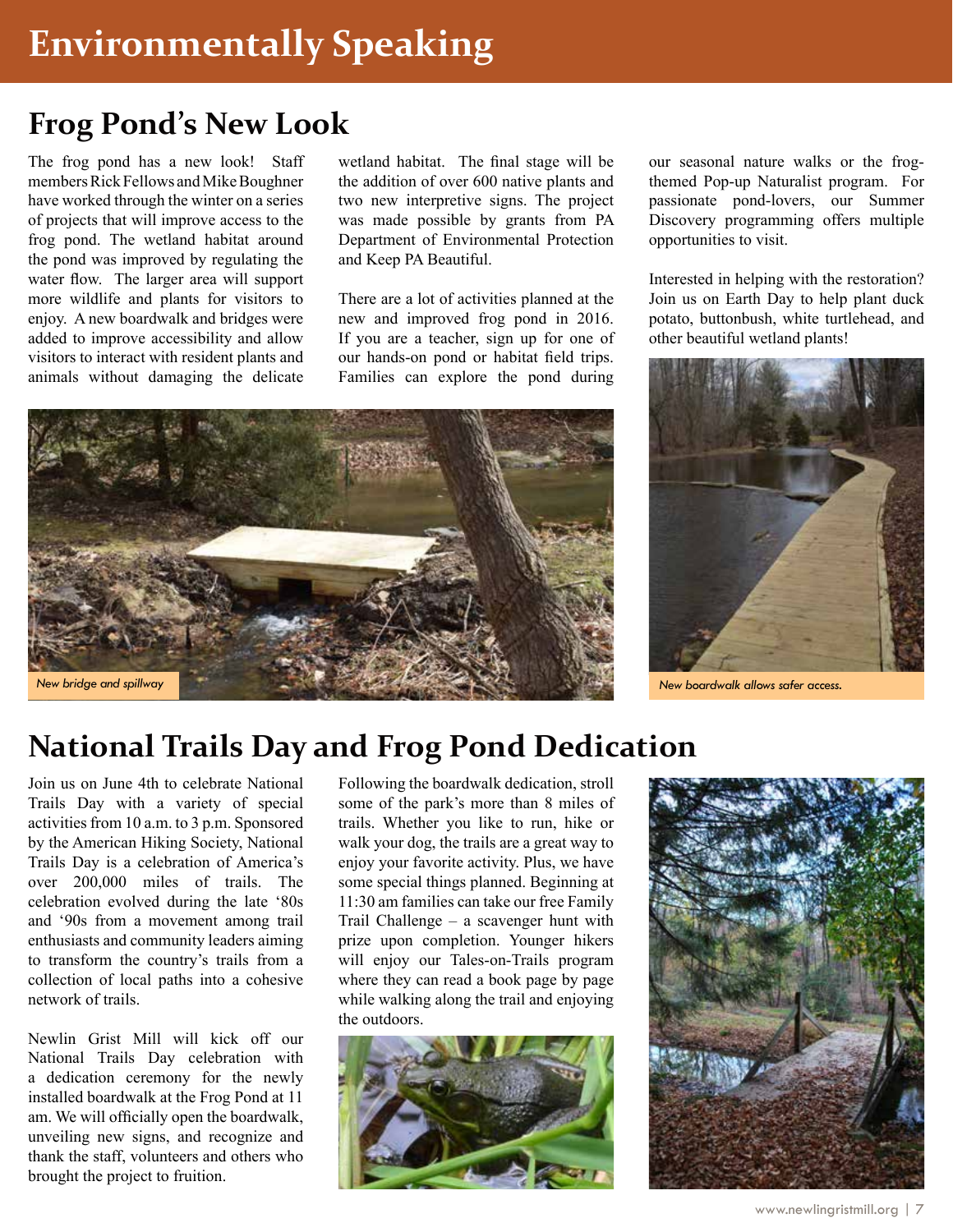# Environmentally Speaking

## Frog Pond's New Look

The frog pond has a new look! Staff members Rick Fellows and Mike Boughner have worked through the winter on a series of projects that will improve access to the frog pond. The wetland habitat around the pond was improved by regulating the water flow. The larger area will support more wildlife and plants for visitors to enjoy. A new boardwalk and bridges were added to improve accessibility and allow visitors to interact with resident plants and animals without damaging the delicate wetland habitat. The final stage will be the addition of over 600 native plants and two new interpretive signs. The project was made possible by grants from PA Department of Environmental Protection and Keep PA Beautiful.

There are a lot of activities planned at the new and improved frog pond in 2016. If you are a teacher, sign up for one of our hands-on pond or habitat field trips. Families can explore the pond during our seasonal nature walks or the frog-themed Pop-up Naturalist program. For passionate pond-lovers, our Summer Discovery programming offers multiple opportunities to visit.

Interested in helping with the restoration? Join us on Earth Day to help plant duck potato, buttonbush, white turtlehead, and other beautiful wetland plants!

*New bridge and spillway*

*New boardwalk allows safer access.*

## National Trails Day and Frog Pond Dedication

Join us on June 4th to celebrate National Trails Day with a variety of special activities from 10 a.m. to 3 p.m. Sponsored by the American Hiking Society, National Trails Day is a celebration of America's over 200,000 miles of trails. The celebration evolved during the late '80s and '90s from a movement among trail enthusiasts and community leaders aiming to transform the country's trails from a collection of local paths into a cohesive network of trails.

Newlin Grist Mill will kick off our National Trails Day celebration with a dedication ceremony for the newly installed boardwalk at the Frog Pond at 11 am. We will officially open the boardwalk, unveiling new signs, and recognize and thank the staff, volunteers and others who brought the project to fruition.

Following the boardwalk dedication, stroll some of the park's more than 8 miles of trails. Whether you like to run, hike or walk your dog, the trails are a great way to enjoy your favorite activity. Plus, we have some special things planned. Beginning at 11:30 am families can take our free Family Trail Challenge – a scavenger hunt with prize upon completion. Younger hikers will enjoy our Tales-on-Trails program where they can read a book page by page while walking along the trail and enjoying the outdoors.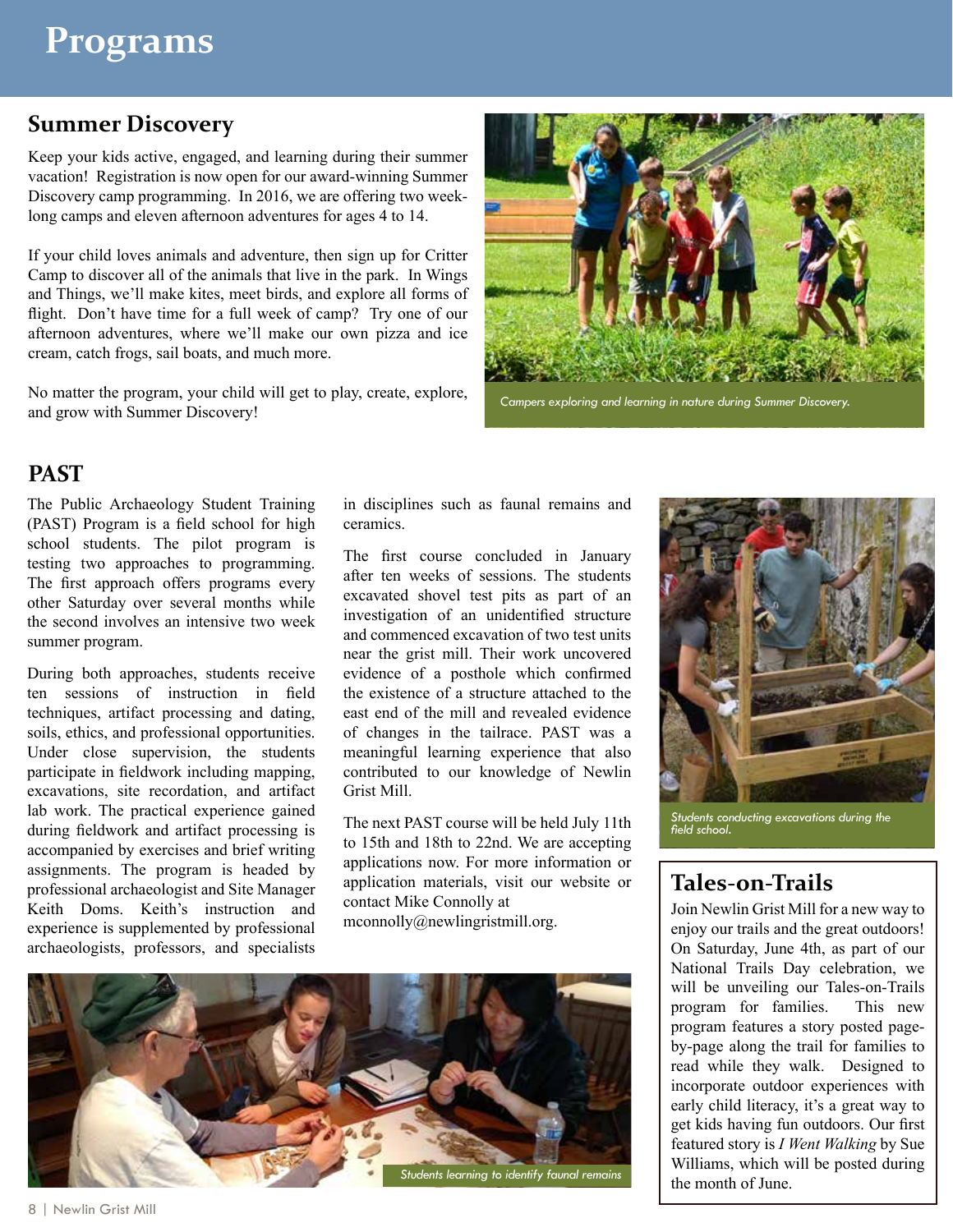# Programs

## Summer Discovery

Keep your kids active, engaged, and learning during their summer vacation! Registration is now open for our award-winning Summer Discovery camp programming. In 2016, we are offering two week-long camps and eleven afternoon adventures for ages 4 to 14.

If your child loves animals and adventure, then sign up for Critter Camp to discover all of the animals that live in the park. In Wings and Things, we'll make kites, meet birds, and explore all forms of flight. Don't have time for a full week of camp? Try one of our afternoon adventures, where we'll make our own pizza and ice cream, catch frogs, sail boats, and much more.

No matter the program, your child will get to play, create, explore, and grow with Summer Discovery!

*Campers exploring and learning in nature during Summer Discovery.*

## PAST

The Public Archaeology Student Training (PAST) Program is a field school for high school students. The pilot program is testing two approaches to programming. The first approach offers programs every other Saturday over several months while the second involves an intensive two week summer program.

During both approaches, students receive ten sessions of instruction in field techniques, artifact processing and dating, soils, ethics, and professional opportunities. Under close supervision, the students participate in fieldwork including mapping, excavations, site recordation, and artifact lab work. The practical experience gained during fieldwork and artifact processing is accompanied by exercises and brief writing assignments. The program is headed by professional archaeologist and Site Manager Keith Doms. Keith's instruction and experience is supplemented by professional archaeologists, professors, and specialists in disciplines such as faunal remains and ceramics.

The first course concluded in January after ten weeks of sessions. The students excavated shovel test pits as part of an investigation of an unidentified structure and commenced excavation of two test units near the grist mill. Their work uncovered evidence of a posthole which confirmed the existence of a structure attached to the east end of the mill and revealed evidence of changes in the tailrace. PAST was a meaningful learning experience that also contributed to our knowledge of Newlin Grist Mill.

The next PAST course will be held July 11th to 15th and 18th to 22nd. We are accepting applications now. For more information or application materials, visit our website or contact Mike Connolly at mconnolly@newlingristmill.org.

*Students conducting excavations during the field school.*

*Students learning to identify faunal remains*

## Tales-on-Trails

Join Newlin Grist Mill for a new way to enjoy our trails and the great outdoors! On Saturday, June 4th, as part of our National Trails Day celebration, we will be unveiling our Tales-on-Trails program for families. This new program features a story posted page-by-page along the trail for families to read while they walk. Designed to incorporate outdoor experiences with early child literacy, it's a great way to get kids having fun outdoors. Our first featured story is *I Went Walking* by Sue Williams, which will be posted during the month of June.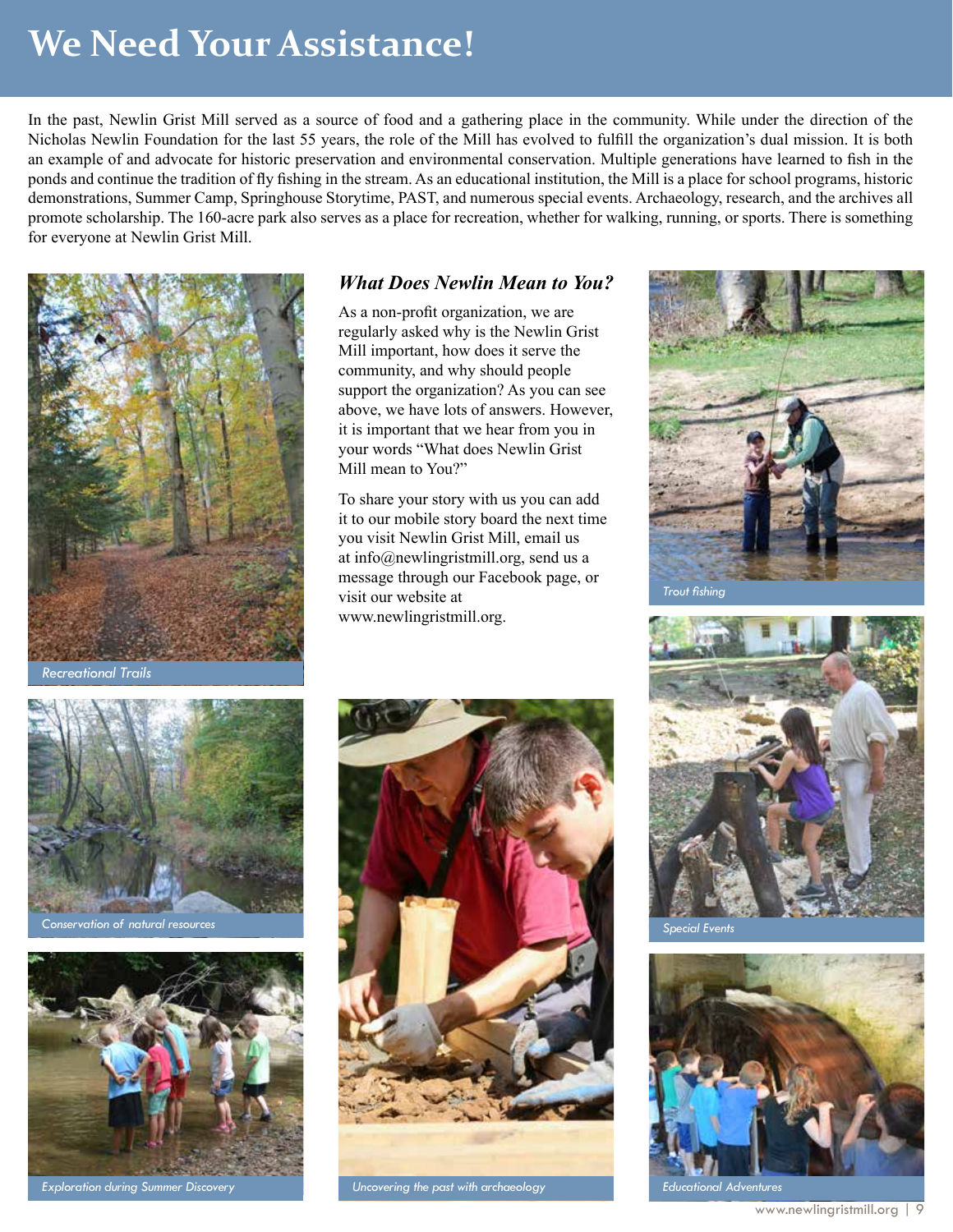# We Need Your Assistance!

In the past, Newlin Grist Mill served as a source of food and a gathering place in the community. While under the direction of the Nicholas Newlin Foundation for the last 55 years, the role of the Mill has evolved to fulfill the organization's dual mission. It is both an example of and advocate for historic preservation and environmental conservation. Multiple generations have learned to fish in the ponds and continue the tradition of fly fishing in the stream. As an educational institution, the Mill is a place for school programs, historic demonstrations, Summer Camp, Springhouse Storytime, PAST, and numerous special events. Archaeology, research, and the archives all promote scholarship. The 160-acre park also serves as a place for recreation, whether for walking, running, or sports. There is something for everyone at Newlin Grist Mill.

Recreational Trails

### *What Does Newlin Mean to You?*

As a non-profit organization, we are regularly asked why is the Newlin Grist Mill important, how does it serve the community, and why should people support the organization? As you can see above, we have lots of answers. However, it is important that we hear from you in your words "What does Newlin Grist Mill mean to You?"

To share your story with us you can add it to our mobile story board the next time you visit Newlin Grist Mill, email us at info@newlingristmill.org, send us a message through our Facebook page, or visit our website at www.newlingristmill.org.

Trout fishing

Conservation of natural resources

Special Events

Exploration during Summer Discovery

Uncovering the past with archaeology

Educational Adventures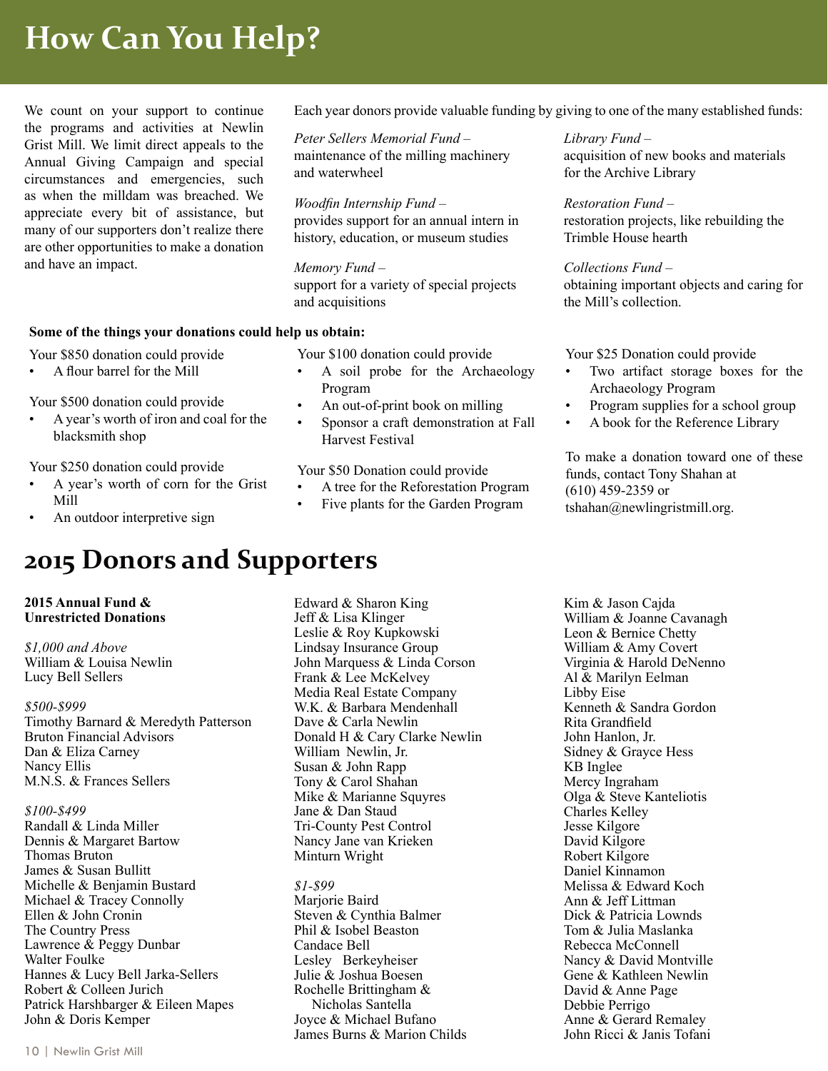# How Can You Help?

We count on your support to continue the programs and activities at Newlin Grist Mill. We limit direct appeals to the Annual Giving Campaign and special circumstances and emergencies, such as when the milldam was breached. We appreciate every bit of assistance, but many of our supporters don't realize there are other opportunities to make a donation and have an impact.

Each year donors provide valuable funding by giving to one of the many established funds:

*Peter Sellers Memorial Fund –*
maintenance of the milling machinery and waterwheel

*Woodfin Internship Fund –*
provides support for an annual intern in history, education, or museum studies

*Memory Fund –*
support for a variety of special projects and acquisitions

*Library Fund –*
acquisition of new books and materials for the Archive Library

*Restoration Fund –*
restoration projects, like rebuilding the Trimble House hearth

*Collections Fund –*
obtaining important objects and caring for the Mill's collection.

**Some of the things your donations could help us obtain:**

Your $850 donation could provide
- A flour barrel for the Mill

Your $500 donation could provide
- A year's worth of iron and coal for the blacksmith shop

Your $250 donation could provide
- A year's worth of corn for the Grist Mill
- An outdoor interpretive sign

Your $100 donation could provide
- A soil probe for the Archaeology Program
- An out-of-print book on milling
- Sponsor a craft demonstration at Fall Harvest Festival

Your $50 Donation could provide
- A tree for the Reforestation Program
- Five plants for the Garden Program

Your $25 Donation could provide
- Two artifact storage boxes for the Archaeology Program
- Program supplies for a school group
- A book for the Reference Library

To make a donation toward one of these funds, contact Tony Shahan at (610) 459-2359 or tshahan@newlingristmill.org.

# 2015 Donors and Supporters

**2015 Annual Fund & Unrestricted Donations**

*$1,000 and Above*
William & Louisa Newlin
Lucy Bell Sellers

*$500-$999*
Timothy Barnard & Meredyth Patterson
Bruton Financial Advisors
Dan & Eliza Carney
Nancy Ellis
M.N.S. & Frances Sellers

*$100-$499*
Randall & Linda Miller
Dennis & Margaret Bartow
Thomas Bruton
James & Susan Bullitt
Michelle & Benjamin Bustard
Michael & Tracey Connolly
Ellen & John Cronin
The Country Press
Lawrence & Peggy Dunbar
Walter Foulke
Hannes & Lucy Bell Jarka-Sellers
Robert & Colleen Jurich
Patrick Harshbarger & Eileen Mapes
John & Doris Kemper
Edward & Sharon King
Jeff & Lisa Klinger
Leslie & Roy Kupkowski
Lindsay Insurance Group
John Marquess & Linda Corson
Frank & Lee McKelvey
Media Real Estate Company
W.K. & Barbara Mendenhall
Dave & Carla Newlin
Donald H & Cary Clarke Newlin
William Newlin, Jr.
Susan & John Rapp
Tony & Carol Shahan
Mike & Marianne Squyres
Jane & Dan Staud
Tri-County Pest Control
Nancy Jane van Krieken
Minturn Wright

*$1-$99*
Marjorie Baird
Steven & Cynthia Balmer
Phil & Isobel Beaston
Candace Bell
Lesley Berkeyheiser
Julie & Joshua Boesen
Rochelle Brittingham & Nicholas Santella
Joyce & Michael Bufano
James Burns & Marion Childs
Kim & Jason Cajda
William & Joanne Cavanagh
Leon & Bernice Chetty
William & Amy Covert
Virginia & Harold DeNenno
Al & Marilyn Eelman
Libby Eise
Kenneth & Sandra Gordon
Rita Grandfield
John Hanlon, Jr.
Sidney & Grayce Hess
KB Inglee
Mercy Ingraham
Olga & Steve Kanteliotis
Charles Kelley
Jesse Kilgore
David Kilgore
Robert Kilgore
Daniel Kinnamon
Melissa & Edward Koch
Ann & Jeff Littman
Dick & Patricia Lownds
Tom & Julia Maslanka
Rebecca McConnell
Nancy & David Montville
Gene & Kathleen Newlin
David & Anne Page
Debbie Perrigo
Anne & Gerard Remaley
John Ricci & Janis Tofani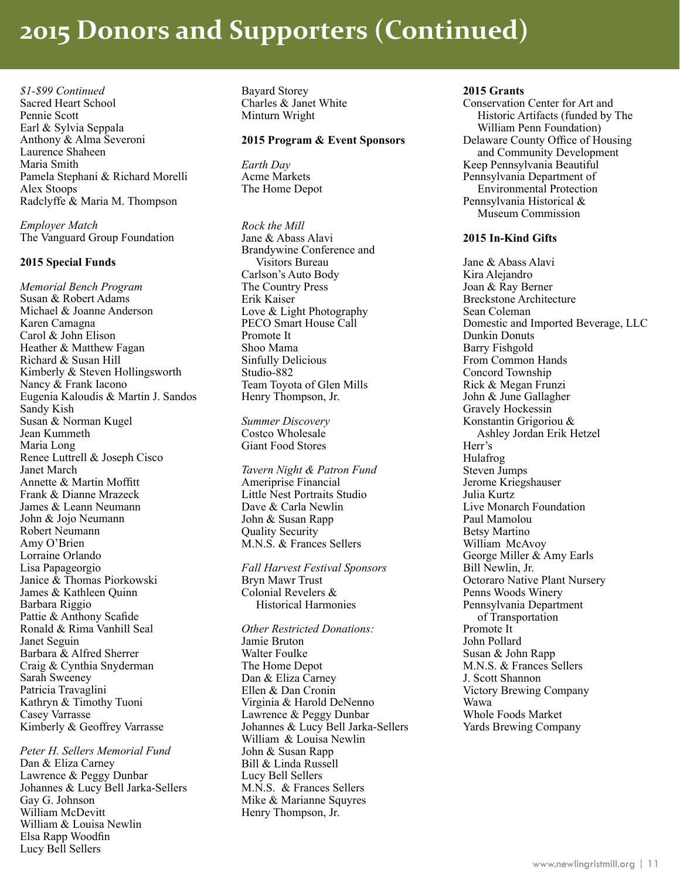# 2015 Donors and Supporters (Continued)

*$1-$99 Continued*
Sacred Heart School
Pennie Scott
Earl & Sylvia Seppala
Anthony & Alma Severoni
Laurence Shaheen
Maria Smith
Pamela Stephani & Richard Morelli
Alex Stoops
Radclyffe & Maria M. Thompson

*Employer Match*
The Vanguard Group Foundation

**2015 Special Funds**

*Memorial Bench Program*
Susan & Robert Adams
Michael & Joanne Anderson
Karen Camagna
Carol & John Elison
Heather & Matthew Fagan
Richard & Susan Hill
Kimberly & Steven Hollingsworth
Nancy & Frank Iacono
Eugenia Kaloudis & Martin J. Sandos
Sandy Kish
Susan & Norman Kugel
Jean Kummeth
Maria Long
Renee Luttrell & Joseph Cisco
Janet March
Annette & Martin Moffitt
Frank & Dianne Mrazeck
James & Leann Neumann
John & Jojo Neumann
Robert Neumann
Amy O'Brien
Lorraine Orlando
Lisa Papageorgio
Janice & Thomas Piorkowski
James & Kathleen Quinn
Barbara Riggio
Pattie & Anthony Scafide
Ronald & Rima Vanhill Seal
Janet Seguin
Barbara & Alfred Sherrer
Craig & Cynthia Snyderman
Sarah Sweeney
Patricia Travaglini
Kathryn & Timothy Tuoni
Casey Varrasse
Kimberly & Geoffrey Varrasse

*Peter H. Sellers Memorial Fund*
Dan & Eliza Carney
Lawrence & Peggy Dunbar
Johannes & Lucy Bell Jarka-Sellers
Gay G. Johnson
William McDevitt
William & Louisa Newlin
Elsa Rapp Woodfin
Lucy Bell Sellers
Bayard Storey
Charles & Janet White
Minturn Wright

**2015 Program & Event Sponsors**

*Earth Day*
Acme Markets
The Home Depot

*Rock the Mill*
Jane & Abass Alavi
Brandywine Conference and Visitors Bureau
Carlson's Auto Body
The Country Press
Erik Kaiser
Love & Light Photography
PECO Smart House Call
Promote It
Shoo Mama
Sinfully Delicious
Studio-882
Team Toyota of Glen Mills
Henry Thompson, Jr.

*Summer Discovery*
Costco Wholesale
Giant Food Stores

*Tavern Night & Patron Fund*
Ameriprise Financial
Little Nest Portraits Studio
Dave & Carla Newlin
John & Susan Rapp
Quality Security
M.N.S. & Frances Sellers

*Fall Harvest Festival Sponsors*
Bryn Mawr Trust
Colonial Revelers & Historical Harmonies

*Other Restricted Donations:*
Jamie Bruton
Walter Foulke
The Home Depot
Dan & Eliza Carney
Ellen & Dan Cronin
Virginia & Harold DeNenno
Lawrence & Peggy Dunbar
Johannes & Lucy Bell Jarka-Sellers
William & Louisa Newlin
John & Susan Rapp
Bill & Linda Russell
Lucy Bell Sellers
M.N.S. & Frances Sellers
Mike & Marianne Squyres
Henry Thompson, Jr.

**2015 Grants**
Conservation Center for Art and Historic Artifacts (funded by The William Penn Foundation)
Delaware County Office of Housing and Community Development
Keep Pennsylvania Beautiful
Pennsylvania Department of Environmental Protection
Pennsylvania Historical & Museum Commission

**2015 In-Kind Gifts**

Jane & Abass Alavi
Kira Alejandro
Joan & Ray Berner
Breckstone Architecture
Sean Coleman
Domestic and Imported Beverage, LLC
Dunkin Donuts
Barry Fishgold
From Common Hands
Concord Township
Rick & Megan Frunzi
John & June Gallagher
Gravely Hockessin
Konstantin Grigoriou & Ashley Jordan Erik Hetzel
Herr's
Hulafrog
Steven Jumps
Jerome Kriegshauser
Julia Kurtz
Live Monarch Foundation
Paul Mamolou
Betsy Martino
William McAvoy
George Miller & Amy Earls
Bill Newlin, Jr.
Octoraro Native Plant Nursery
Penns Woods Winery
Pennsylvania Department of Transportation
Promote It
John Pollard
Susan & John Rapp
M.N.S. & Frances Sellers
J. Scott Shannon
Victory Brewing Company
Wawa
Whole Foods Market
Yards Brewing Company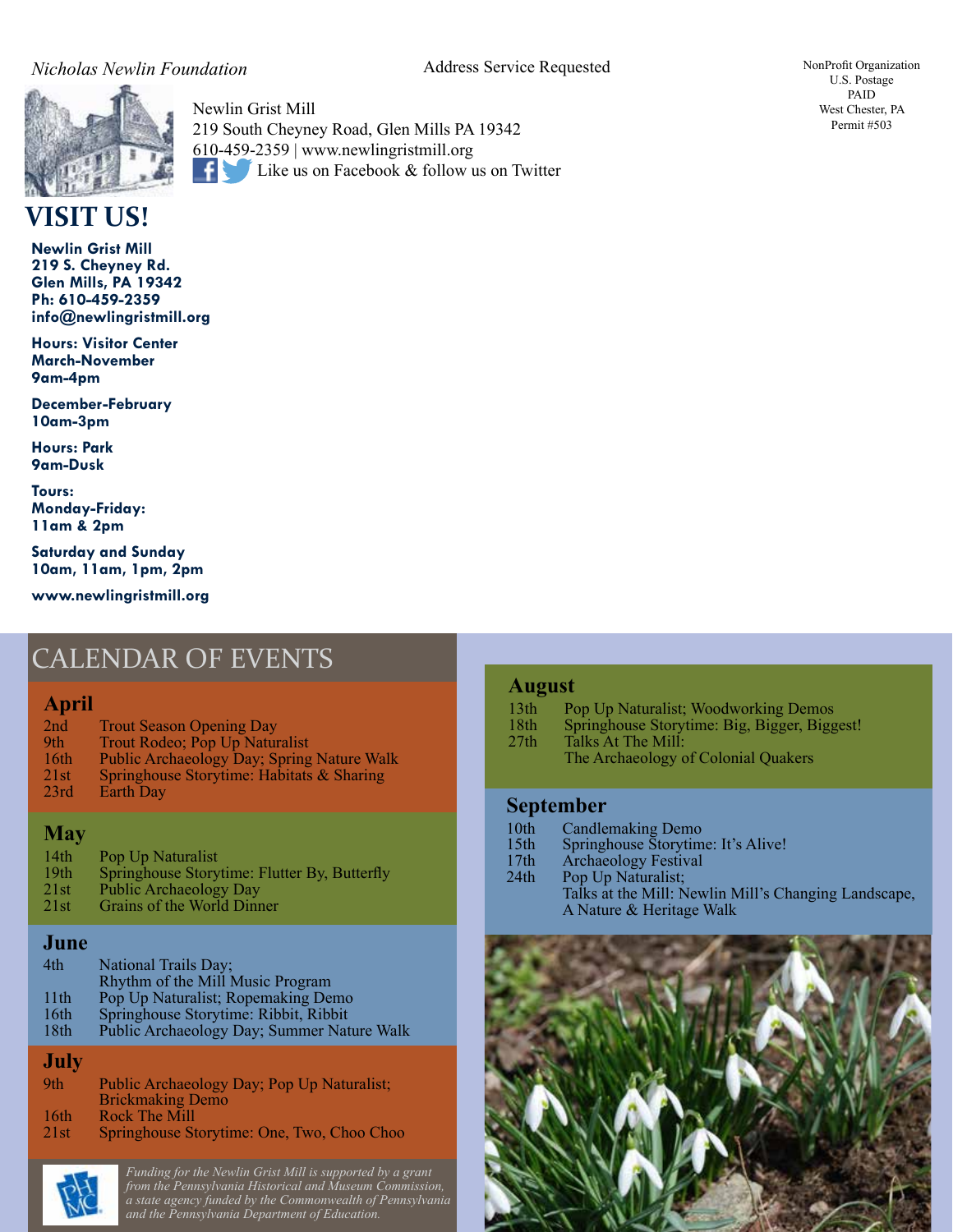*Nicholas Newlin Foundation*

Address Service Requested

NonProfit Organization
U.S. Postage
PAID
West Chester, PA
Permit #503

Newlin Grist Mill
219 South Cheyney Road, Glen Mills PA 19342
610-459-2359 | www.newlingristmill.org
Like us on Facebook & follow us on Twitter

# VISIT US!

**Newlin Grist Mill**
**219 S. Cheyney Rd.**
**Glen Mills, PA 19342**
**Ph: 610-459-2359**
**info@newlingristmill.org**

**Hours: Visitor Center**
**March-November**
**9am-4pm**

**December-February**
**10am-3pm**

**Hours: Park**
**9am-Dusk**

**Tours:**
**Monday-Friday:**
**11am & 2pm**

**Saturday and Sunday**
**10am, 11am, 1pm, 2pm**

**www.newlingristmill.org**

# CALENDAR OF EVENTS

## April

| | |
|---|---|
| 2nd | Trout Season Opening Day |
| 9th | Trout Rodeo; Pop Up Naturalist |
| 16th | Public Archaeology Day; Spring Nature Walk |
| 21st | Springhouse Storytime: Habitats & Sharing |
| 23rd | Earth Day |

## May

| | |
|---|---|
| 14th | Pop Up Naturalist |
| 19th | Springhouse Storytime: Flutter By, Butterfly |
| 21st | Public Archaeology Day |
| 21st | Grains of the World Dinner |

## June

| | |
|---|---|
| 4th | National Trails Day; Rhythm of the Mill Music Program |
| 11th | Pop Up Naturalist; Ropemaking Demo |
| 16th | Springhouse Storytime: Ribbit, Ribbit |
| 18th | Public Archaeology Day; Summer Nature Walk |

## July

| | |
|---|---|
| 9th | Public Archaeology Day; Pop Up Naturalist; Brickmaking Demo |
| 16th | Rock The Mill |
| 21st | Springhouse Storytime: One, Two, Choo Choo |

*Funding for the Newlin Grist Mill is supported by a grant from the Pennsylvania Historical and Museum Commission, a state agency funded by the Commonwealth of Pennsylvania and the Pennsylvania Department of Education.*

## August

| | |
|---|---|
| 13th | Pop Up Naturalist; Woodworking Demos |
| 18th | Springhouse Storytime: Big, Bigger, Biggest! |
| 27th | Talks At The Mill: The Archaeology of Colonial Quakers |

## September

| | |
|---|---|
| 10th | Candlemaking Demo |
| 15th | Springhouse Storytime: It's Alive! |
| 17th | Archaeology Festival |
| 24th | Pop Up Naturalist; Talks at the Mill: Newlin Mill's Changing Landscape, A Nature & Heritage Walk |